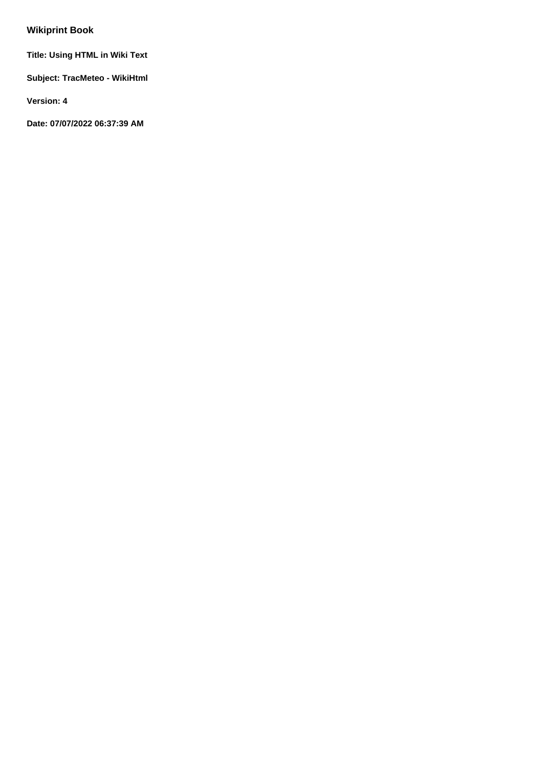# Wikiprint Book

**Title: Using HTML in Wiki Text**

**Subject: TracMeteo - WikiHtml**

**Version: 4**

**Date: 07/07/2022 06:37:39 AM**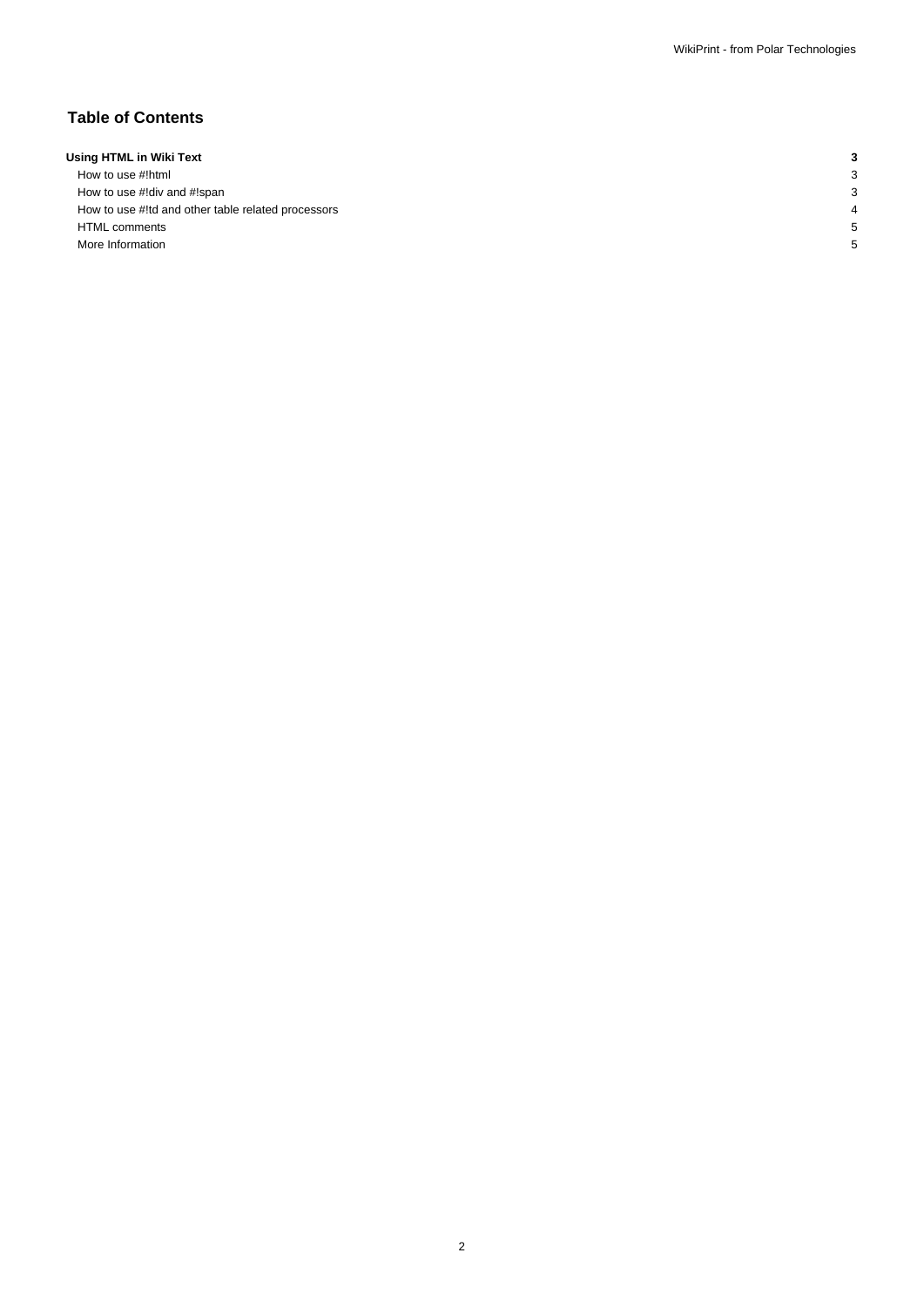## Table of Contents

| | |
|---|---|
| **Using HTML in Wiki Text** | **3** |
| How to use #!html | 3 |
| How to use #!div and #!span | 3 |
| How to use #!td and other table related processors | 4 |
| HTML comments | 5 |
| More Information | 5 |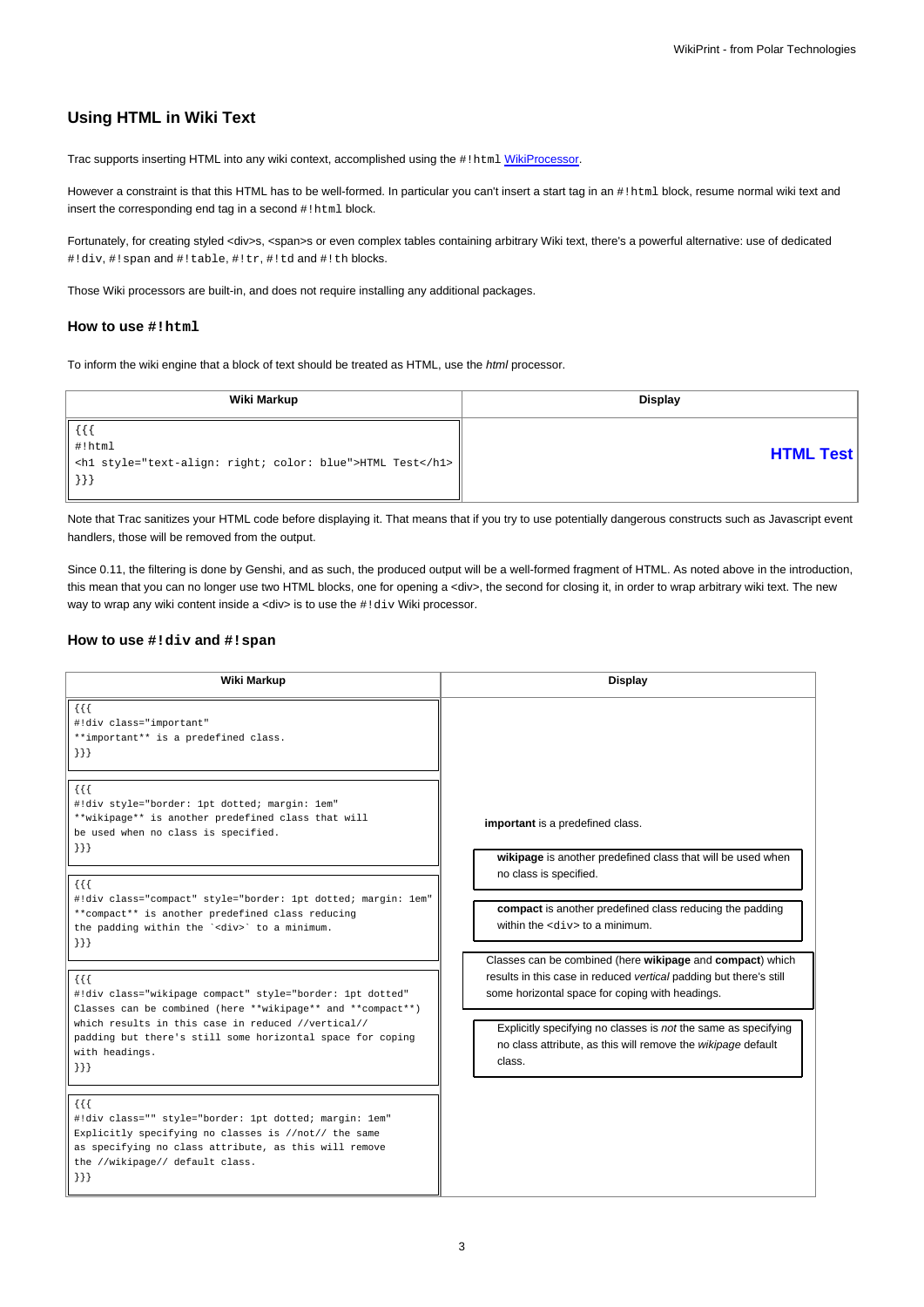## Using HTML in Wiki Text

Trac supports inserting HTML into any wiki context, accomplished using the `#!html` WikiProcessor.

However a constraint is that this HTML has to be well-formed. In particular you can't insert a start tag in an `#!html` block, resume normal wiki text and insert the corresponding end tag in a second `#!html` block.

Fortunately, for creating styled <div>s, <span>s or even complex tables containing arbitrary Wiki text, there's a powerful alternative: use of dedicated `#!div`, `#!span` and `#!table`, `#!tr`, `#!td` and `#!th` blocks.

Those Wiki processors are built-in, and does not require installing any additional packages.

### How to use `#!html`

To inform the wiki engine that a block of text should be treated as HTML, use the *html* processor.

| Wiki Markup | Display |
|---|---|
| `{{{`<br>`#!html`<br>`<h1 style="text-align: right; color: blue">HTML Test</h1>`<br>`}}}` | **HTML Test** |

Note that Trac sanitizes your HTML code before displaying it. That means that if you try to use potentially dangerous constructs such as Javascript event handlers, those will be removed from the output.

Since 0.11, the filtering is done by Genshi, and as such, the produced output will be a well-formed fragment of HTML. As noted above in the introduction, this mean that you can no longer use two HTML blocks, one for opening a <div>, the second for closing it, in order to wrap arbitrary wiki text. The new way to wrap any wiki content inside a <div> is to use the `#!div` Wiki processor.

### How to use `#!div` and `#!span`

| Wiki Markup | Display |
|---|---|
| `{{{`<br>`#!div class="important"`<br>`**important** is a predefined class.`<br>`}}}` | **important** is a predefined class. |
| `{{{`<br>`#!div style="border: 1pt dotted; margin: 1em"`<br>`**wikipage** is another predefined class that will`<br>`be used when no class is specified.`<br>`}}}` | **wikipage** is another predefined class that will be used when no class is specified. |
| `{{{`<br>`#!div class="compact" style="border: 1pt dotted; margin: 1em"`<br>`**compact** is another predefined class reducing`<br>``the padding within the `<div>` to a minimum.``<br>`}}}` | **compact** is another predefined class reducing the padding within the `<div>` to a minimum. |
| `{{{`<br>`#!div class="wikipage compact" style="border: 1pt dotted"`<br>`Classes can be combined (here **wikipage** and **compact**)`<br>`which results in this case in reduced //vertical//`<br>`padding but there's still some horizontal space for coping`<br>`with headings.`<br>`}}}` | Classes can be combined (here **wikipage** and **compact**) which results in this case in reduced *vertical* padding but there's still some horizontal space for coping with headings. |
| `{{{`<br>`#!div class="" style="border: 1pt dotted; margin: 1em"`<br>`Explicitly specifying no classes is //not// the same`<br>`as specifying no class attribute, as this will remove`<br>`the //wikipage// default class.`<br>`}}}` | Explicitly specifying no classes is *not* the same as specifying no class attribute, as this will remove the *wikipage* default class. |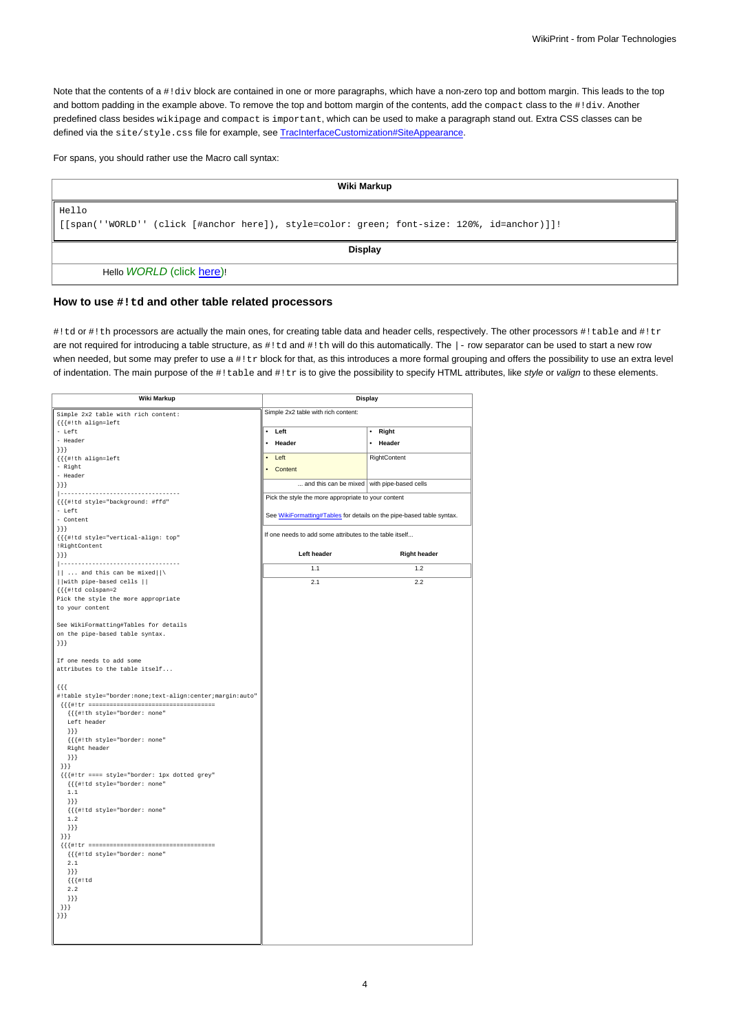Note that the contents of a `#!div` block are contained in one or more paragraphs, which have a non-zero top and bottom margin. This leads to the top and bottom padding in the example above. To remove the top and bottom margin of the contents, add the `compact` class to the `#!div`. Another predefined class besides `wikipage` and `compact` is `important`, which can be used to make a paragraph stand out. Extra CSS classes can be defined via the `site/style.css` file for example, see TracInterfaceCustomization#SiteAppearance.

For spans, you should rather use the Macro call syntax:

**Wiki Markup**

```
Hello
[[span(''WORLD'' (click [#anchor here]), style=color: green; font-size: 120%, id=anchor)]]!
```

**Display**

Hello *WORLD* (click here)!

### How to use `#!td` and other table related processors

`#!td` or `#!th` processors are actually the main ones, for creating table data and header cells, respectively. The other processors `#!table` and `#!tr` are not required for introducing a table structure, as `#!td` and `#!th` will do this automatically. The `|-` row separator can be used to start a new row when needed, but some may prefer to use a `#!tr` block for that, as this introduces a more formal grouping and offers the possibility to use an extra level of indentation. The main purpose of the `#!table` and `#!tr` is to give the possibility to specify HTML attributes, like *style* or *valign* to these elements.

**Wiki Markup**

```
Simple 2x2 table with rich content:
{{{#!th align=left
- Left
- Header
}}}
{{{#!th align=left
- Right
- Header
}}}
|----------------------------------
{{{#!td style="background: #ffd"
- Left
- Content
}}}
{{{#!td style="vertical-align: top"
!RightContent
}}}
|----------------------------------
|| ... and this can be mixed||\
||with pipe-based cells ||
{{{#!td colspan=2
Pick the style the more appropriate
to your content

See WikiFormatting#Tables for details
on the pipe-based table syntax.
}}}

If one needs to add some
attributes to the table itself...

{{{
#!table style="border:none;text-align:center;margin:auto"
 {{{#!tr ====================================
   {{{#!th style="border: none"
   Left header
   }}}
   {{{#!th style="border: none"
   Right header
   }}}
 }}}
 {{{#!tr ==== style="border: 1px dotted grey"
   {{{#!td style="border: none"
   1.1
   }}}
   {{{#!td style="border: none"
   1.2
   }}}
 }}}
 {{{#!tr ====================================
   {{{#!td style="border: none"
   2.1
   }}}
   {{{#!td
   2.2
   }}}
 }}}
}}}
```

**Display**

Simple 2x2 table with rich content:

| • **Left**<br>• **Header** | • **Right**<br>• **Header** |
|---|---|
| • Left<br>• Content | RightContent |
| ... and this can be mixed | with pipe-based cells |
| Pick the style the more appropriate to your content<br><br>See WikiFormatting#Tables for details on the pipe-based table syntax. | |

If one needs to add some attributes to the table itself...

| Left header | Right header |
|---|---|
| 1.1 | 1.2 |
| 2.1 | 2.2 |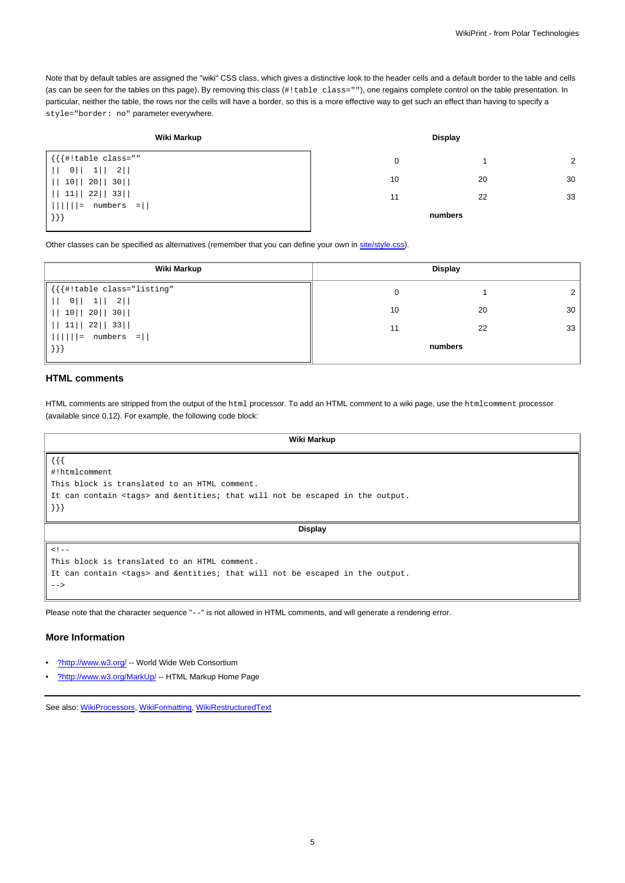Note that by default tables are assigned the "wiki" CSS class, which gives a distinctive look to the header cells and a default border to the table and cells (as can be seen for the tables on this page). By removing this class (`#!table class=""`), one regains complete control on the table presentation. In particular, neither the table, the rows nor the cells will have a border, so this is a more effective way to get such an effect than having to specify a `style="border: no"` parameter everywhere.

**Wiki Markup**

```
{{{#!table class=""
||  0||  1||  2||
|| 10|| 20|| 30||
|| 11|| 22|| 33||
||||||=  numbers  =||
}}}
```

**Display**

| | | |
|---|---|---|
| 0 | 1 | 2 |
| 10 | 20 | 30 |
| 11 | 22 | 33 |
| | **numbers** | |

Other classes can be specified as alternatives (remember that you can define your own in site/style.css).

**Wiki Markup**

```
{{{#!table class="listing"
||  0||  1||  2||
|| 10|| 20|| 30||
|| 11|| 22|| 33||
||||||=  numbers  =||
}}}
```

**Display**

| | | |
|---|---|---|
| 0 | 1 | 2 |
| 10 | 20 | 30 |
| 11 | 22 | 33 |
| | **numbers** | |

### HTML comments

HTML comments are stripped from the output of the `html` processor. To add an HTML comment to a wiki page, use the `htmlcomment` processor (available since 0.12). For example, the following code block:

**Wiki Markup**

```
{{{
#!htmlcomment
This block is translated to an HTML comment.
It can contain <tags> and &entities; that will not be escaped in the output.
}}}
```

**Display**

```
<!--
This block is translated to an HTML comment.
It can contain <tags> and &entities; that will not be escaped in the output.
-->
```

Please note that the character sequence "`--`" is not allowed in HTML comments, and will generate a rendering error.

### More Information

- ?http://www.w3.org/ -- World Wide Web Consortium
- ?http://www.w3.org/MarkUp/ -- HTML Markup Home Page

---

See also: WikiProcessors, WikiFormatting, WikiRestructuredText